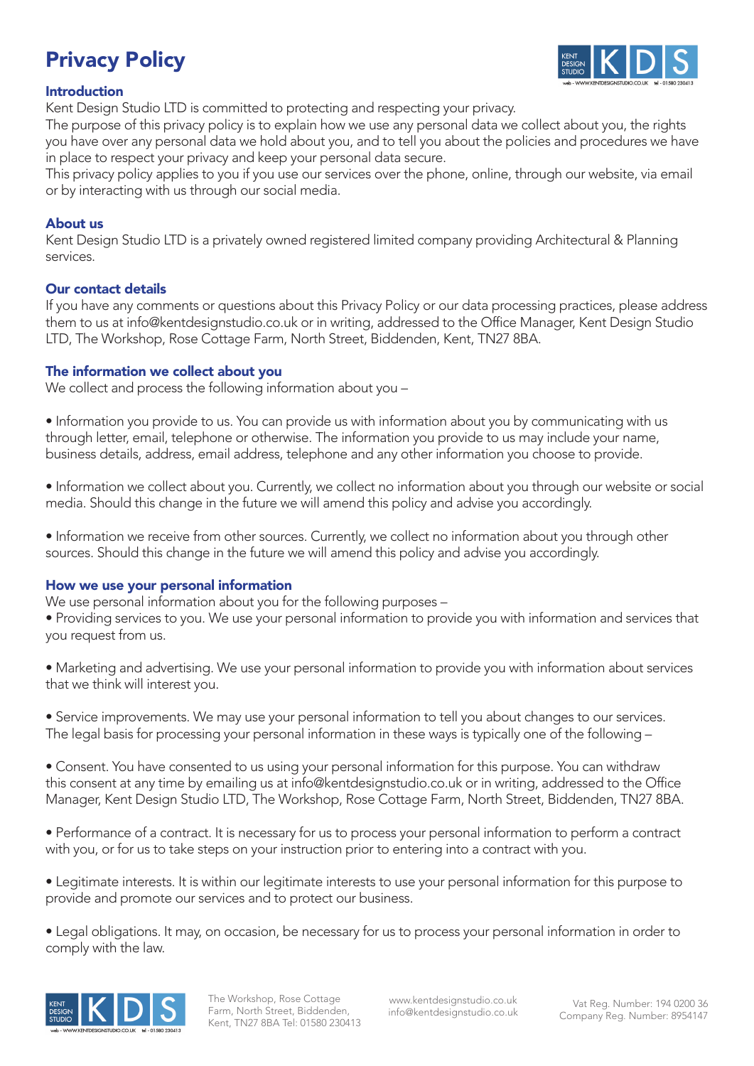# Privacy Policy

## Introduction

Kent Design Studio LTD is committed to protecting and respecting your privacy.
The purpose of this privacy policy is to explain how we use any personal data we collect about you, the rights you have over any personal data we hold about you, and to tell you about the policies and procedures we have in place to respect your privacy and keep your personal data secure.
This privacy policy applies to you if you use our services over the phone, online, through our website, via email or by interacting with us through our social media.

## About us

Kent Design Studio LTD is a privately owned registered limited company providing Architectural & Planning services.

## Our contact details

If you have any comments or questions about this Privacy Policy or our data processing practices, please address them to us at info@kentdesignstudio.co.uk or in writing, addressed to the Office Manager, Kent Design Studio LTD, The Workshop, Rose Cottage Farm, North Street, Biddenden, Kent, TN27 8BA.

## The information we collect about you

We collect and process the following information about you –

- Information you provide to us. You can provide us with information about you by communicating with us through letter, email, telephone or otherwise. The information you provide to us may include your name, business details, address, email address, telephone and any other information you choose to provide.

- Information we collect about you. Currently, we collect no information about you through our website or social media. Should this change in the future we will amend this policy and advise you accordingly.

- Information we receive from other sources. Currently, we collect no information about you through other sources. Should this change in the future we will amend this policy and advise you accordingly.

## How we use your personal information

We use personal information about you for the following purposes –

- Providing services to you. We use your personal information to provide you with information and services that you request from us.

- Marketing and advertising. We use your personal information to provide you with information about services that we think will interest you.

- Service improvements. We may use your personal information to tell you about changes to our services.

The legal basis for processing your personal information in these ways is typically one of the following –

- Consent. You have consented to us using your personal information for this purpose. You can withdraw this consent at any time by emailing us at info@kentdesignstudio.co.uk or in writing, addressed to the Office Manager, Kent Design Studio LTD, The Workshop, Rose Cottage Farm, North Street, Biddenden, TN27 8BA.

- Performance of a contract. It is necessary for us to process your personal information to perform a contract with you, or for us to take steps on your instruction prior to entering into a contract with you.

- Legitimate interests. It is within our legitimate interests to use your personal information for this purpose to provide and promote our services and to protect our business.

- Legal obligations. It may, on occasion, be necessary for us to process your personal information in order to comply with the law.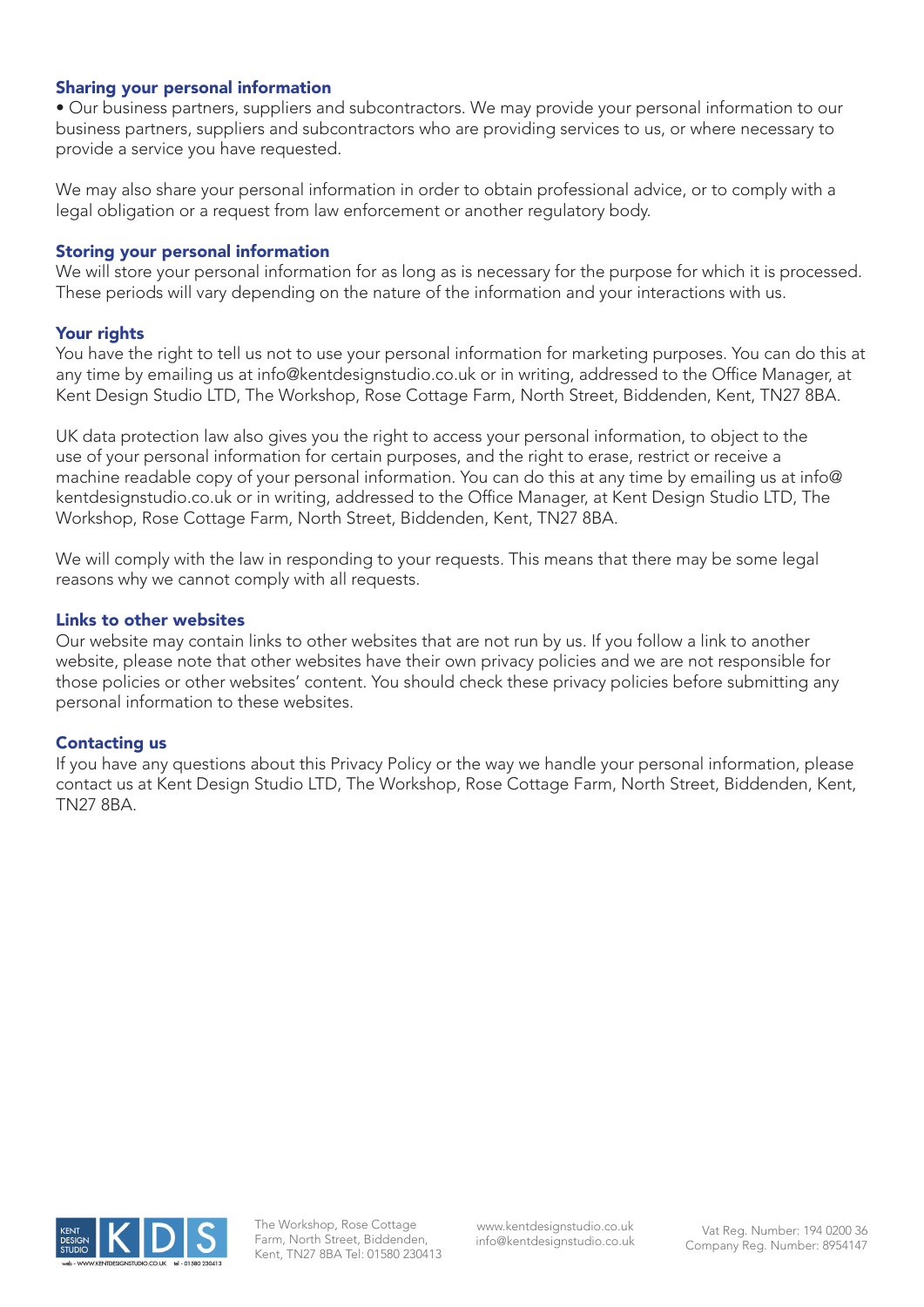## Sharing your personal information

- Our business partners, suppliers and subcontractors. We may provide your personal information to our business partners, suppliers and subcontractors who are providing services to us, or where necessary to provide a service you have requested.

We may also share your personal information in order to obtain professional advice, or to comply with a legal obligation or a request from law enforcement or another regulatory body.

## Storing your personal information

We will store your personal information for as long as is necessary for the purpose for which it is processed. These periods will vary depending on the nature of the information and your interactions with us.

## Your rights

You have the right to tell us not to use your personal information for marketing purposes. You can do this at any time by emailing us at info@kentdesignstudio.co.uk or in writing, addressed to the Office Manager, at Kent Design Studio LTD, The Workshop, Rose Cottage Farm, North Street, Biddenden, Kent, TN27 8BA.

UK data protection law also gives you the right to access your personal information, to object to the use of your personal information for certain purposes, and the right to erase, restrict or receive a machine readable copy of your personal information. You can do this at any time by emailing us at info@kentdesignstudio.co.uk or in writing, addressed to the Office Manager, at Kent Design Studio LTD, The Workshop, Rose Cottage Farm, North Street, Biddenden, Kent, TN27 8BA.

We will comply with the law in responding to your requests. This means that there may be some legal reasons why we cannot comply with all requests.

## Links to other websites

Our website may contain links to other websites that are not run by us. If you follow a link to another website, please note that other websites have their own privacy policies and we are not responsible for those policies or other websites' content. You should check these privacy policies before submitting any personal information to these websites.

## Contacting us

If you have any questions about this Privacy Policy or the way we handle your personal information, please contact us at Kent Design Studio LTD, The Workshop, Rose Cottage Farm, North Street, Biddenden, Kent, TN27 8BA.